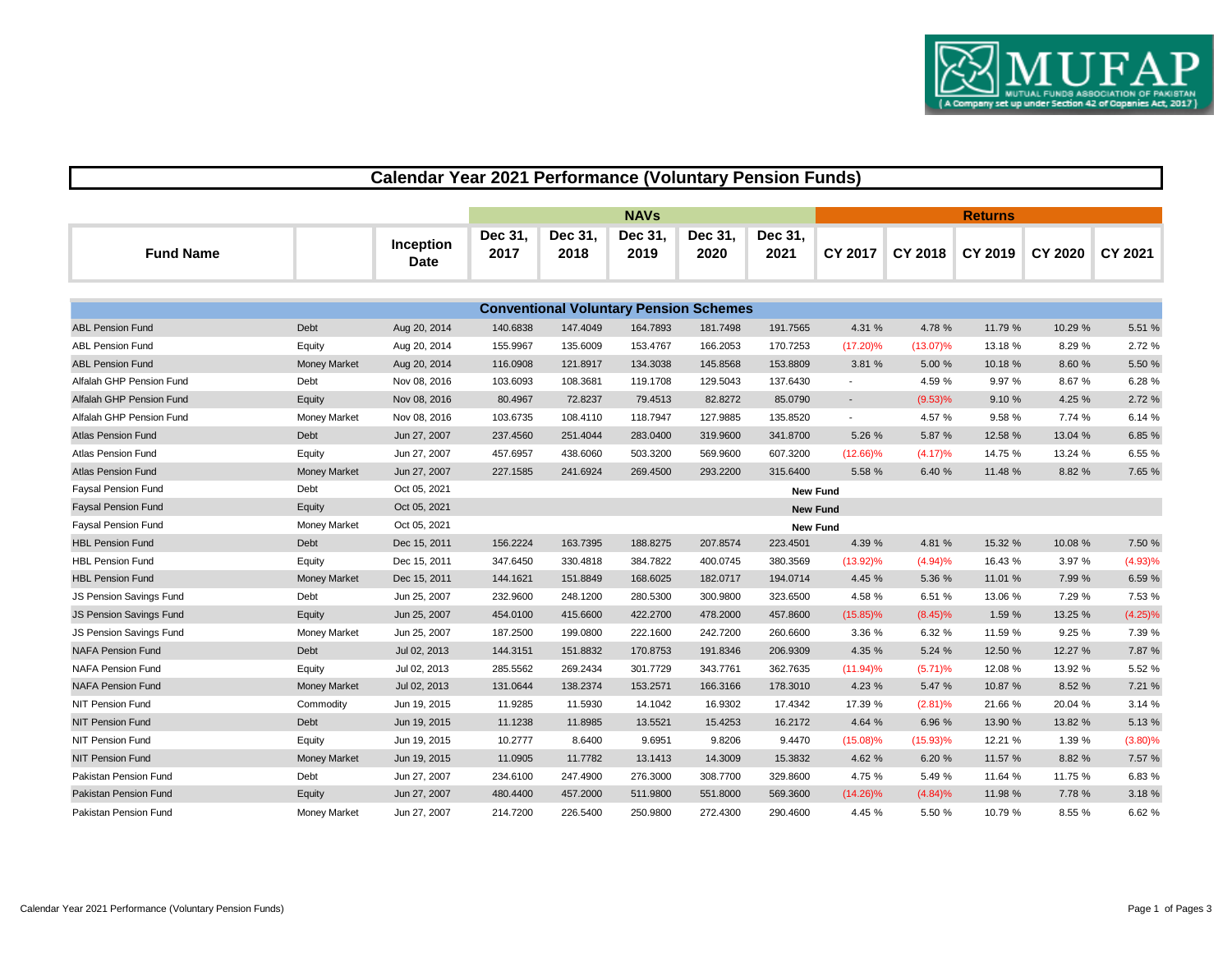# Calendar Year 2021 Performance (Voluntary Pension Funds)

| Fund Name | | Inception Date | NAVs | | | | | Returns | | | | |
|---|---|---|---|---|---|---|---|---|---|---|---|---|
| | | | Dec 31, 2017 | Dec 31, 2018 | Dec 31, 2019 | Dec 31, 2020 | Dec 31, 2021 | CY 2017 | CY 2018 | CY 2019 | CY 2020 | CY 2021 |
| **Conventional Voluntary Pension Schemes** | | | | | | | | | | | | |
| ABL Pension Fund | Debt | Aug 20, 2014 | 140.6838 | 147.4049 | 164.7893 | 181.7498 | 191.7565 | 4.31 % | 4.78 % | 11.79 % | 10.29 % | 5.51 % |
| ABL Pension Fund | Equity | Aug 20, 2014 | 155.9967 | 135.6009 | 153.4767 | 166.2053 | 170.7253 | (17.20)% | (13.07)% | 13.18 % | 8.29 % | 2.72 % |
| ABL Pension Fund | Money Market | Aug 20, 2014 | 116.0908 | 121.8917 | 134.3038 | 145.8568 | 153.8809 | 3.81 % | 5.00 % | 10.18 % | 8.60 % | 5.50 % |
| Alfalah GHP Pension Fund | Debt | Nov 08, 2016 | 103.6093 | 108.3681 | 119.1708 | 129.5043 | 137.6430 | - | 4.59 % | 9.97 % | 8.67 % | 6.28 % |
| Alfalah GHP Pension Fund | Equity | Nov 08, 2016 | 80.4967 | 72.8237 | 79.4513 | 82.8272 | 85.0790 | - | (9.53)% | 9.10 % | 4.25 % | 2.72 % |
| Alfalah GHP Pension Fund | Money Market | Nov 08, 2016 | 103.6735 | 108.4110 | 118.7947 | 127.9885 | 135.8520 | - | 4.57 % | 9.58 % | 7.74 % | 6.14 % |
| Atlas Pension Fund | Debt | Jun 27, 2007 | 237.4560 | 251.4044 | 283.0400 | 319.9600 | 341.8700 | 5.26 % | 5.87 % | 12.58 % | 13.04 % | 6.85 % |
| Atlas Pension Fund | Equity | Jun 27, 2007 | 457.6957 | 438.6060 | 503.3200 | 569.9600 | 607.3200 | (12.66)% | (4.17)% | 14.75 % | 13.24 % | 6.55 % |
| Atlas Pension Fund | Money Market | Jun 27, 2007 | 227.1585 | 241.6924 | 269.4500 | 293.2200 | 315.6400 | 5.58 % | 6.40 % | 11.48 % | 8.82 % | 7.65 % |
| Faysal Pension Fund | Debt | Oct 05, 2021 | | | | | New Fund | | | | | |
| Faysal Pension Fund | Equity | Oct 05, 2021 | | | | | New Fund | | | | | |
| Faysal Pension Fund | Money Market | Oct 05, 2021 | | | | | New Fund | | | | | |
| HBL Pension Fund | Debt | Dec 15, 2011 | 156.2224 | 163.7395 | 188.8275 | 207.8574 | 223.4501 | 4.39 % | 4.81 % | 15.32 % | 10.08 % | 7.50 % |
| HBL Pension Fund | Equity | Dec 15, 2011 | 347.6450 | 330.4818 | 384.7822 | 400.0745 | 380.3569 | (13.92)% | (4.94)% | 16.43 % | 3.97 % | (4.93)% |
| HBL Pension Fund | Money Market | Dec 15, 2011 | 144.1621 | 151.8849 | 168.6025 | 182.0717 | 194.0714 | 4.45 % | 5.36 % | 11.01 % | 7.99 % | 6.59 % |
| JS Pension Savings Fund | Debt | Jun 25, 2007 | 232.9600 | 248.1200 | 280.5300 | 300.9800 | 323.6500 | 4.58 % | 6.51 % | 13.06 % | 7.29 % | 7.53 % |
| JS Pension Savings Fund | Equity | Jun 25, 2007 | 454.0100 | 415.6600 | 422.2700 | 478.2000 | 457.8600 | (15.85)% | (8.45)% | 1.59 % | 13.25 % | (4.25)% |
| JS Pension Savings Fund | Money Market | Jun 25, 2007 | 187.2500 | 199.0800 | 222.1600 | 242.7200 | 260.6600 | 3.36 % | 6.32 % | 11.59 % | 9.25 % | 7.39 % |
| NAFA Pension Fund | Debt | Jul 02, 2013 | 144.3151 | 151.8832 | 170.8753 | 191.8346 | 206.9309 | 4.35 % | 5.24 % | 12.50 % | 12.27 % | 7.87 % |
| NAFA Pension Fund | Equity | Jul 02, 2013 | 285.5562 | 269.2434 | 301.7729 | 343.7761 | 362.7635 | (11.94)% | (5.71)% | 12.08 % | 13.92 % | 5.52 % |
| NAFA Pension Fund | Money Market | Jul 02, 2013 | 131.0644 | 138.2374 | 153.2571 | 166.3166 | 178.3010 | 4.23 % | 5.47 % | 10.87 % | 8.52 % | 7.21 % |
| NIT Pension Fund | Commodity | Jun 19, 2015 | 11.9285 | 11.5930 | 14.1042 | 16.9302 | 17.4342 | 17.39 % | (2.81)% | 21.66 % | 20.04 % | 3.14 % |
| NIT Pension Fund | Debt | Jun 19, 2015 | 11.1238 | 11.8985 | 13.5521 | 15.4253 | 16.2172 | 4.64 % | 6.96 % | 13.90 % | 13.82 % | 5.13 % |
| NIT Pension Fund | Equity | Jun 19, 2015 | 10.2777 | 8.6400 | 9.6951 | 9.8206 | 9.4470 | (15.08)% | (15.93)% | 12.21 % | 1.39 % | (3.80)% |
| NIT Pension Fund | Money Market | Jun 19, 2015 | 11.0905 | 11.7782 | 13.1413 | 14.3009 | 15.3832 | 4.62 % | 6.20 % | 11.57 % | 8.82 % | 7.57 % |
| Pakistan Pension Fund | Debt | Jun 27, 2007 | 234.6100 | 247.4900 | 276.3000 | 308.7700 | 329.8600 | 4.75 % | 5.49 % | 11.64 % | 11.75 % | 6.83 % |
| Pakistan Pension Fund | Equity | Jun 27, 2007 | 480.4400 | 457.2000 | 511.9800 | 551.8000 | 569.3600 | (14.26)% | (4.84)% | 11.98 % | 7.78 % | 3.18 % |
| Pakistan Pension Fund | Money Market | Jun 27, 2007 | 214.7200 | 226.5400 | 250.9800 | 272.4300 | 290.4600 | 4.45 % | 5.50 % | 10.79 % | 8.55 % | 6.62 % |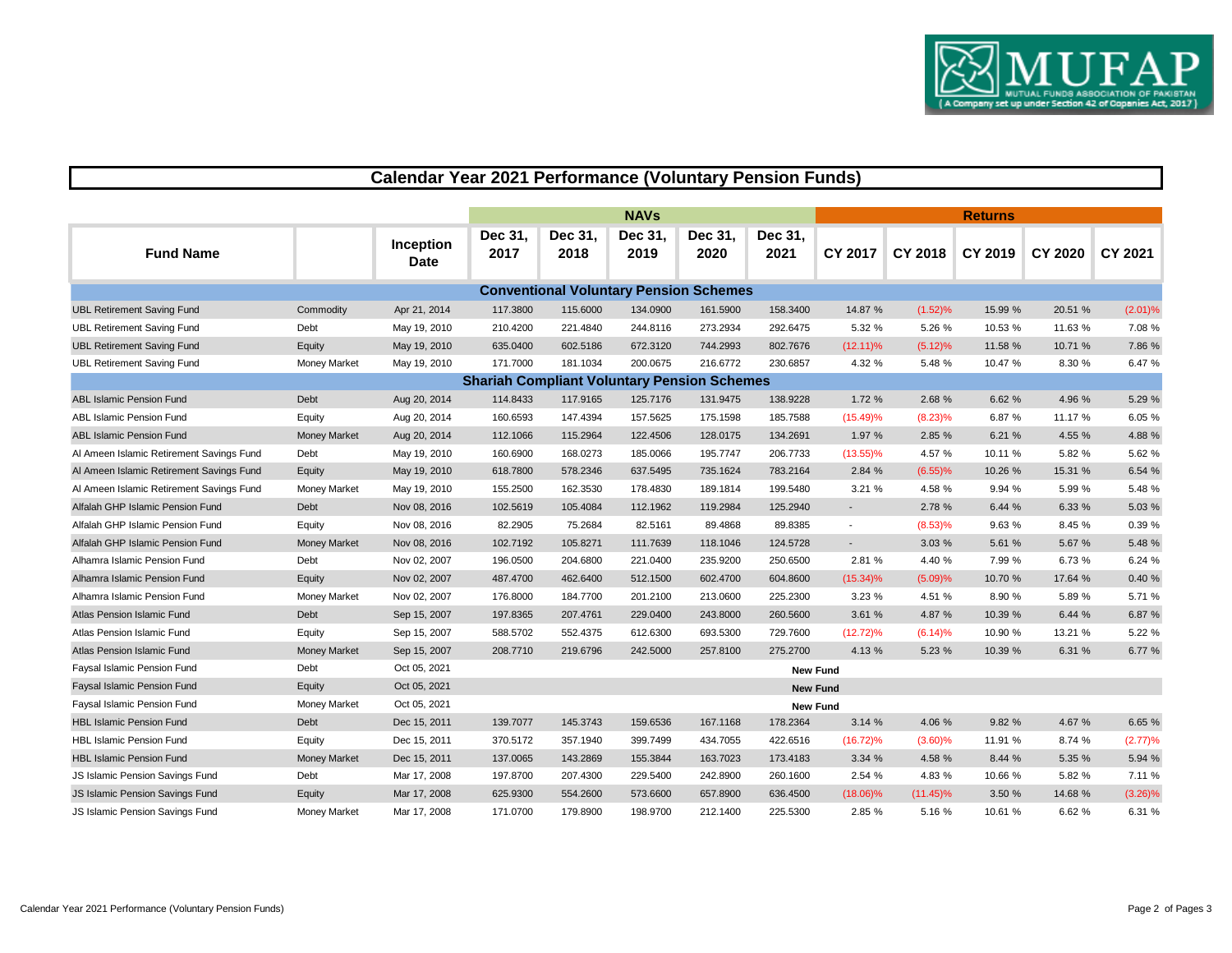# Calendar Year 2021 Performance (Voluntary Pension Funds)

| Fund Name | | Inception Date | NAVs | | | | | Returns | | | | |
|---|---|---|---|---|---|---|---|---|---|---|---|---|
| | | | Dec 31, 2017 | Dec 31, 2018 | Dec 31, 2019 | Dec 31, 2020 | Dec 31, 2021 | CY 2017 | CY 2018 | CY 2019 | CY 2020 | CY 2021 |
| **Conventional Voluntary Pension Schemes** | | | | | | | | | | | | |
| UBL Retirement Saving Fund | Commodity | Apr 21, 2014 | 117.3800 | 115.6000 | 134.0900 | 161.5900 | 158.3400 | 14.87 % | (1.52)% | 15.99 % | 20.51 % | (2.01)% |
| UBL Retirement Saving Fund | Debt | May 19, 2010 | 210.4200 | 221.4840 | 244.8116 | 273.2934 | 292.6475 | 5.32 % | 5.26 % | 10.53 % | 11.63 % | 7.08 % |
| UBL Retirement Saving Fund | Equity | May 19, 2010 | 635.0400 | 602.5186 | 672.3120 | 744.2993 | 802.7676 | (12.11)% | (5.12)% | 11.58 % | 10.71 % | 7.86 % |
| UBL Retirement Saving Fund | Money Market | May 19, 2010 | 171.7000 | 181.1034 | 200.0675 | 216.6772 | 230.6857 | 4.32 % | 5.48 % | 10.47 % | 8.30 % | 6.47 % |
| **Shariah Compliant Voluntary Pension Schemes** | | | | | | | | | | | | |
| ABL Islamic Pension Fund | Debt | Aug 20, 2014 | 114.8433 | 117.9165 | 125.7176 | 131.9475 | 138.9228 | 1.72 % | 2.68 % | 6.62 % | 4.96 % | 5.29 % |
| ABL Islamic Pension Fund | Equity | Aug 20, 2014 | 160.6593 | 147.4394 | 157.5625 | 175.1598 | 185.7588 | (15.49)% | (8.23)% | 6.87 % | 11.17 % | 6.05 % |
| ABL Islamic Pension Fund | Money Market | Aug 20, 2014 | 112.1066 | 115.2964 | 122.4506 | 128.0175 | 134.2691 | 1.97 % | 2.85 % | 6.21 % | 4.55 % | 4.88 % |
| Al Ameen Islamic Retirement Savings Fund | Debt | May 19, 2010 | 160.6900 | 168.0273 | 185.0066 | 195.7747 | 206.7733 | (13.55)% | 4.57 % | 10.11 % | 5.82 % | 5.62 % |
| Al Ameen Islamic Retirement Savings Fund | Equity | May 19, 2010 | 618.7800 | 578.2346 | 637.5495 | 735.1624 | 783.2164 | 2.84 % | (6.55)% | 10.26 % | 15.31 % | 6.54 % |
| Al Ameen Islamic Retirement Savings Fund | Money Market | May 19, 2010 | 155.2500 | 162.3530 | 178.4830 | 189.1814 | 199.5480 | 3.21 % | 4.58 % | 9.94 % | 5.99 % | 5.48 % |
| Alfalah GHP Islamic Pension Fund | Debt | Nov 08, 2016 | 102.5619 | 105.4084 | 112.1962 | 119.2984 | 125.2940 | - | 2.78 % | 6.44 % | 6.33 % | 5.03 % |
| Alfalah GHP Islamic Pension Fund | Equity | Nov 08, 2016 | 82.2905 | 75.2684 | 82.5161 | 89.4868 | 89.8385 | - | (8.53)% | 9.63 % | 8.45 % | 0.39 % |
| Alfalah GHP Islamic Pension Fund | Money Market | Nov 08, 2016 | 102.7192 | 105.8271 | 111.7639 | 118.1046 | 124.5728 | - | 3.03 % | 5.61 % | 5.67 % | 5.48 % |
| Alhamra Islamic Pension Fund | Debt | Nov 02, 2007 | 196.0500 | 204.6800 | 221.0400 | 235.9200 | 250.6500 | 2.81 % | 4.40 % | 7.99 % | 6.73 % | 6.24 % |
| Alhamra Islamic Pension Fund | Equity | Nov 02, 2007 | 487.4700 | 462.6400 | 512.1500 | 602.4700 | 604.8600 | (15.34)% | (5.09)% | 10.70 % | 17.64 % | 0.40 % |
| Alhamra Islamic Pension Fund | Money Market | Nov 02, 2007 | 176.8000 | 184.7700 | 201.2100 | 213.0600 | 225.2300 | 3.23 % | 4.51 % | 8.90 % | 5.89 % | 5.71 % |
| Atlas Pension Islamic Fund | Debt | Sep 15, 2007 | 197.8365 | 207.4761 | 229.0400 | 243.8000 | 260.5600 | 3.61 % | 4.87 % | 10.39 % | 6.44 % | 6.87 % |
| Atlas Pension Islamic Fund | Equity | Sep 15, 2007 | 588.5702 | 552.4375 | 612.6300 | 693.5300 | 729.7600 | (12.72)% | (6.14)% | 10.90 % | 13.21 % | 5.22 % |
| Atlas Pension Islamic Fund | Money Market | Sep 15, 2007 | 208.7710 | 219.6796 | 242.5000 | 257.8100 | 275.2700 | 4.13 % | 5.23 % | 10.39 % | 6.31 % | 6.77 % |
| Faysal Islamic Pension Fund | Debt | Oct 05, 2021 | | | | | | **New Fund** | | | | |
| Faysal Islamic Pension Fund | Equity | Oct 05, 2021 | | | | | | **New Fund** | | | | |
| Faysal Islamic Pension Fund | Money Market | Oct 05, 2021 | | | | | | **New Fund** | | | | |
| HBL Islamic Pension Fund | Debt | Dec 15, 2011 | 139.7077 | 145.3743 | 159.6536 | 167.1168 | 178.2364 | 3.14 % | 4.06 % | 9.82 % | 4.67 % | 6.65 % |
| HBL Islamic Pension Fund | Equity | Dec 15, 2011 | 370.5172 | 357.1940 | 399.7499 | 434.7055 | 422.6516 | (16.72)% | (3.60)% | 11.91 % | 8.74 % | (2.77)% |
| HBL Islamic Pension Fund | Money Market | Dec 15, 2011 | 137.0065 | 143.2869 | 155.3844 | 163.7023 | 173.4183 | 3.34 % | 4.58 % | 8.44 % | 5.35 % | 5.94 % |
| JS Islamic Pension Savings Fund | Debt | Mar 17, 2008 | 197.8700 | 207.4300 | 229.5400 | 242.8900 | 260.1600 | 2.54 % | 4.83 % | 10.66 % | 5.82 % | 7.11 % |
| JS Islamic Pension Savings Fund | Equity | Mar 17, 2008 | 625.9300 | 554.2600 | 573.6600 | 657.8900 | 636.4500 | (18.06)% | (11.45)% | 3.50 % | 14.68 % | (3.26)% |
| JS Islamic Pension Savings Fund | Money Market | Mar 17, 2008 | 171.0700 | 179.8900 | 198.9700 | 212.1400 | 225.5300 | 2.85 % | 5.16 % | 10.61 % | 6.62 % | 6.31 % |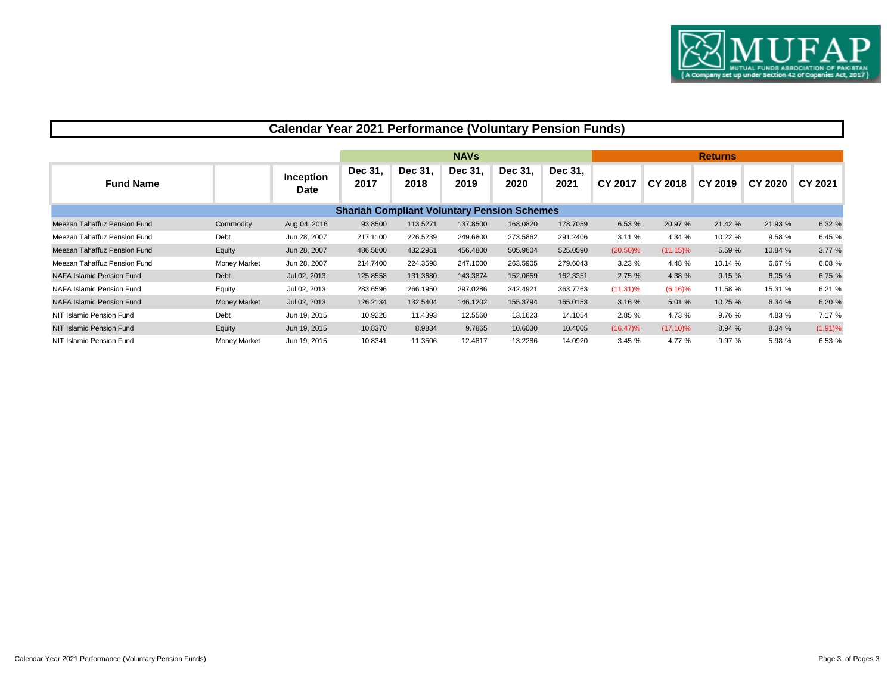## Calendar Year 2021 Performance (Voluntary Pension Funds)

| Fund Name | | Inception Date | NAVs | | | | | Returns | | | | |
|---|---|---|---|---|---|---|---|---|---|---|---|---|
| | | | Dec 31, 2017 | Dec 31, 2018 | Dec 31, 2019 | Dec 31, 2020 | Dec 31, 2021 | CY 2017 | CY 2018 | CY 2019 | CY 2020 | CY 2021 |
| **Shariah Compliant Voluntary Pension Schemes** | | | | | | | | | | | | |
| Meezan Tahaffuz Pension Fund | Commodity | Aug 04, 2016 | 93.8500 | 113.5271 | 137.8500 | 168.0820 | 178.7059 | 6.53 % | 20.97 % | 21.42 % | 21.93 % | 6.32 % |
| Meezan Tahaffuz Pension Fund | Debt | Jun 28, 2007 | 217.1100 | 226.5239 | 249.6800 | 273.5862 | 291.2406 | 3.11 % | 4.34 % | 10.22 % | 9.58 % | 6.45 % |
| Meezan Tahaffuz Pension Fund | Equity | Jun 28, 2007 | 486.5600 | 432.2951 | 456.4800 | 505.9604 | 525.0590 | (20.50)% | (11.15)% | 5.59 % | 10.84 % | 3.77 % |
| Meezan Tahaffuz Pension Fund | Money Market | Jun 28, 2007 | 214.7400 | 224.3598 | 247.1000 | 263.5905 | 279.6043 | 3.23 % | 4.48 % | 10.14 % | 6.67 % | 6.08 % |
| NAFA Islamic Pension Fund | Debt | Jul 02, 2013 | 125.8558 | 131.3680 | 143.3874 | 152.0659 | 162.3351 | 2.75 % | 4.38 % | 9.15 % | 6.05 % | 6.75 % |
| NAFA Islamic Pension Fund | Equity | Jul 02, 2013 | 283.6596 | 266.1950 | 297.0286 | 342.4921 | 363.7763 | (11.31)% | (6.16)% | 11.58 % | 15.31 % | 6.21 % |
| NAFA Islamic Pension Fund | Money Market | Jul 02, 2013 | 126.2134 | 132.5404 | 146.1202 | 155.3794 | 165.0153 | 3.16 % | 5.01 % | 10.25 % | 6.34 % | 6.20 % |
| NIT Islamic Pension Fund | Debt | Jun 19, 2015 | 10.9228 | 11.4393 | 12.5560 | 13.1623 | 14.1054 | 2.85 % | 4.73 % | 9.76 % | 4.83 % | 7.17 % |
| NIT Islamic Pension Fund | Equity | Jun 19, 2015 | 10.8370 | 8.9834 | 9.7865 | 10.6030 | 10.4005 | (16.47)% | (17.10)% | 8.94 % | 8.34 % | (1.91)% |
| NIT Islamic Pension Fund | Money Market | Jun 19, 2015 | 10.8341 | 11.3506 | 12.4817 | 13.2286 | 14.0920 | 3.45 % | 4.77 % | 9.97 % | 5.98 % | 6.53 % |